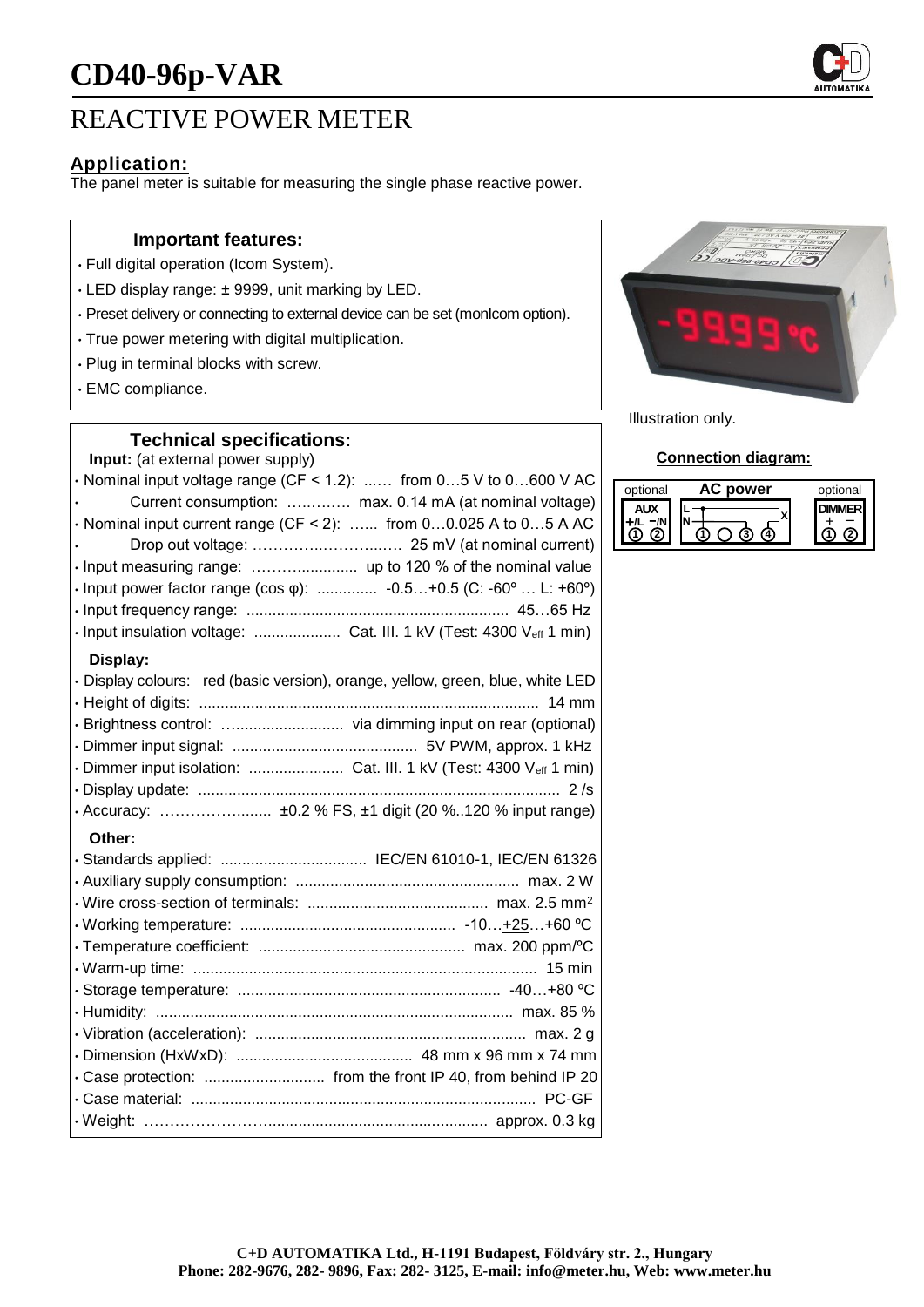# CD40-96p-VAR

## REACTIVE POWER METER

### Application:

The panel meter is suitable for measuring the single phase reactive power.

### Important features:

- Full digital operation (Icom System).
- LED display range: ± 9999, unit marking by LED.
- Preset delivery or connecting to external device can be set (monIcom option).
- True power metering with digital multiplication.
- Plug in terminal blocks with screw.
- EMC compliance.

Illustration only.

### Connection diagram:

| optional | AC power | optional |
|---|---|---|
| AUX +/L −/N ① ② | L, N ① ○ ③ ④ X | DIMMER + − ① ② |

### Technical specifications:

**Input:** (at external power supply)

- Nominal input voltage range (CF < 1.2): ...… from 0…5 V to 0…600 V AC
- Current consumption: …….…… max. 0.14 mA (at nominal voltage)
- Nominal input current range (CF < 2): …... from 0…0.025 A to 0…5 A AC
- Drop out voltage: …………..……….…. 25 mV (at nominal current)
- Input measuring range: ……….............. up to 120 % of the nominal value
- Input power factor range (cos φ): ............. -0.5…+0.5 (C: -60º … L: +60º)
- Input frequency range: ............................................................ 45…65 Hz
- Input insulation voltage: .................... Cat. III. 1 kV (Test: 4300 $V_{eff}$ 1 min)

**Display:**

- Display colours: red (basic version), orange, yellow, green, blue, white LED
- Height of digits: ............................................................................... 14 mm
- Brightness control: ............................ via dimming input on rear (optional)
- Dimmer input signal: ........................................... 5V PWM, approx. 1 kHz
- Dimmer input isolation: ...................... Cat. III. 1 kV (Test: 4300 $V_{eff}$ 1 min)
- Display update: .................................................................................... 2 /s
- Accuracy: ………………........ ±0.2 % FS, ±1 digit (20 %..120 % input range)

**Other:**

- Standards applied: .................................. IEC/EN 61010-1, IEC/EN 61326
- Auxiliary supply consumption: ................................................... max. 2 W
- Wire cross-section of terminals: .......................................... max. 2.5 mm$^2$
- Working temperature: .................................................. -10…+25…+60 ºC
- Temperature coefficient: ................................................ max. 200 ppm/ºC
- Warm-up time: ................................................................................ 15 min
- Storage temperature: ............................................................ -40…+80 ºC
- Humidity: .................................................................................. max. 85 %
- Vibration (acceleration): ............................................................... max. 2 g
- Dimension (HxWxD): ......................................... 48 mm x 96 mm x 74 mm
- Case protection: ............................ from the front IP 40, from behind IP 20
- Case material: ............................................................................... PC-GF
- Weight: ……………………................................................. approx. 0.3 kg

**C+D AUTOMATIKA Ltd., H-1191 Budapest, Földváry str. 2., Hungary**
**Phone: 282-9676, 282- 9896, Fax: 282- 3125, E-mail: info@meter.hu, Web: www.meter.hu**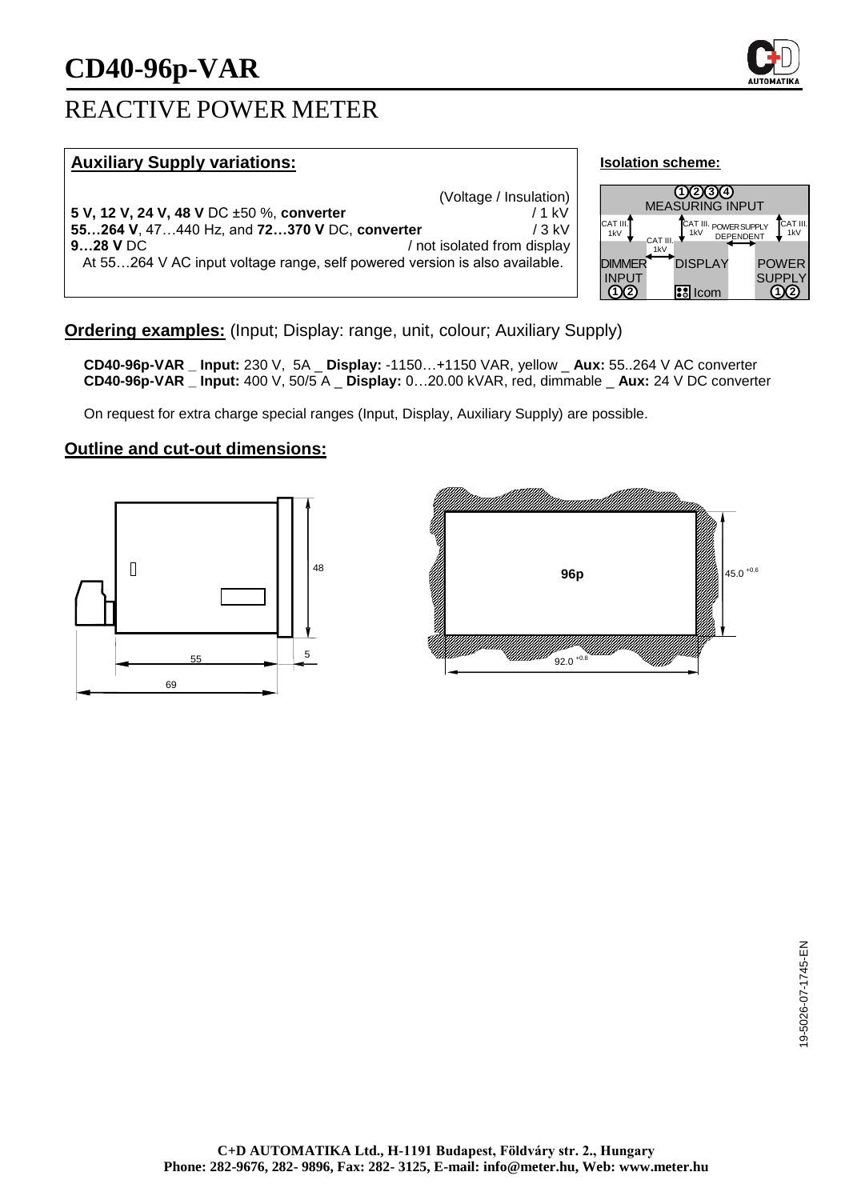# CD40-96p-VAR

## REACTIVE POWER METER

### Auxiliary Supply variations:

(Voltage / Insulation)

**5 V, 12 V, 24 V, 48 V** DC ±50 %, **converter** / 1 kV
**55…264 V**, 47…440 Hz, and **72…370 V** DC, **converter** / 3 kV
**9…28 V** DC / not isolated from display

At 55…264 V AC input voltage range, self powered version is also available.

### Isolation scheme:

①②③④
MEASURING INPUT

CAT III. 1kV
CAT III. 1kV
CAT III. 1kV
POWER SUPPLY DEPENDENT
CAT III. 1kV

DIMMER INPUT ①②
DISPLAY Icom
POWER SUPPLY ①②

### Ordering examples: (Input; Display: range, unit, colour; Auxiliary Supply)

**CD40-96p-VAR _ Input:** 230 V, 5A _ **Display:** -1150…+1150 VAR, yellow _ **Aux:** 55..264 V AC converter
**CD40-96p-VAR _ Input:** 400 V, 50/5 A _ **Display:** 0…20.00 kVAR, red, dimmable _ **Aux:** 24 V DC converter

On request for extra charge special ranges (Input, Display, Auxiliary Supply) are possible.

### Outline and cut-out dimensions:

48
5
55
69

96p
45.0 $^{+0.6}$
92.0 $^{+0.8}$

19-5026-07-1745-EN

**C+D AUTOMATIKA Ltd., H-1191 Budapest, Földváry str. 2., Hungary**
**Phone: 282-9676, 282- 9896, Fax: 282- 3125, E-mail: info@meter.hu, Web: www.meter.hu**